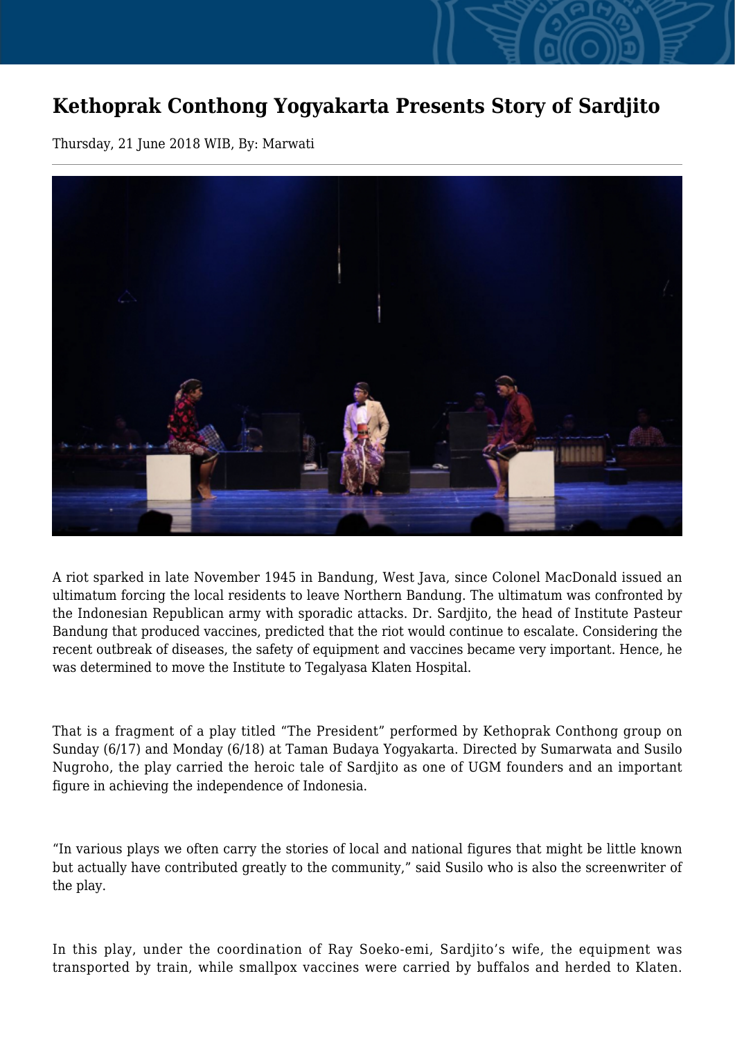# Kethoprak Conthong Yogyakarta Presents Story of Sardjito

Thursday, 21 June 2018 WIB, By: Marwati

A riot sparked in late November 1945 in Bandung, West Java, since Colonel MacDonald issued an ultimatum forcing the local residents to leave Northern Bandung. The ultimatum was confronted by the Indonesian Republican army with sporadic attacks. Dr. Sardjito, the head of Institute Pasteur Bandung that produced vaccines, predicted that the riot would continue to escalate. Considering the recent outbreak of diseases, the safety of equipment and vaccines became very important. Hence, he was determined to move the Institute to Tegalyasa Klaten Hospital.

That is a fragment of a play titled "The President" performed by Kethoprak Conthong group on Sunday (6/17) and Monday (6/18) at Taman Budaya Yogyakarta. Directed by Sumarwata and Susilo Nugroho, the play carried the heroic tale of Sardjito as one of UGM founders and an important figure in achieving the independence of Indonesia.

"In various plays we often carry the stories of local and national figures that might be little known but actually have contributed greatly to the community," said Susilo who is also the screenwriter of the play.

In this play, under the coordination of Ray Soeko-emi, Sardjito's wife, the equipment was transported by train, while smallpox vaccines were carried by buffalos and herded to Klaten.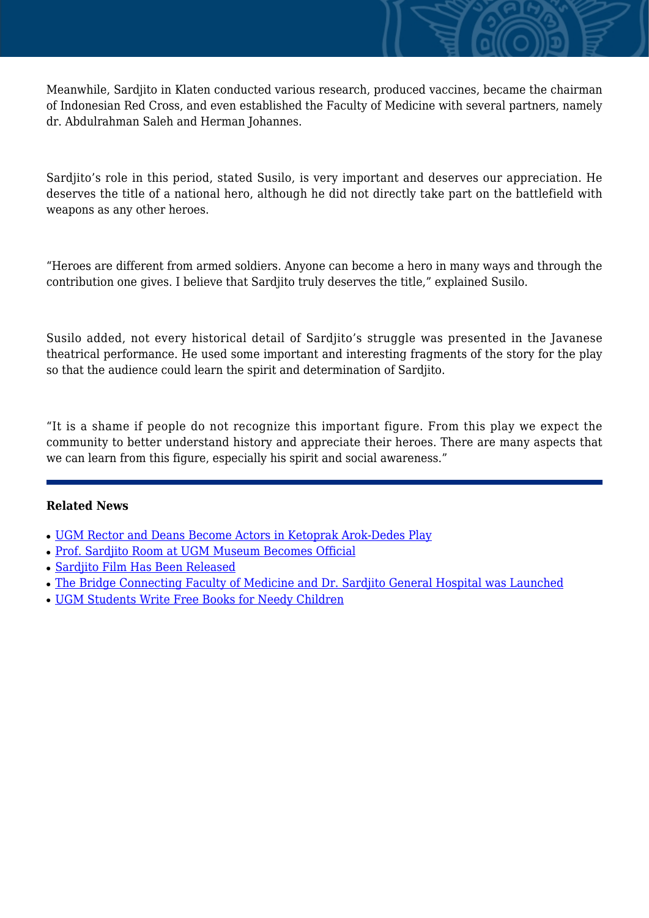Meanwhile, Sardjito in Klaten conducted various research, produced vaccines, became the chairman of Indonesian Red Cross, and even established the Faculty of Medicine with several partners, namely dr. Abdulrahman Saleh and Herman Johannes.

Sardjito's role in this period, stated Susilo, is very important and deserves our appreciation. He deserves the title of a national hero, although he did not directly take part on the battlefield with weapons as any other heroes.

"Heroes are different from armed soldiers. Anyone can become a hero in many ways and through the contribution one gives. I believe that Sardjito truly deserves the title," explained Susilo.

Susilo added, not every historical detail of Sardjito's struggle was presented in the Javanese theatrical performance. He used some important and interesting fragments of the story for the play so that the audience could learn the spirit and determination of Sardjito.

"It is a shame if people do not recognize this important figure. From this play we expect the community to better understand history and appreciate their heroes. There are many aspects that we can learn from this figure, especially his spirit and social awareness."

---

**Related News**

- UGM Rector and Deans Become Actors in Ketoprak Arok-Dedes Play
- Prof. Sardjito Room at UGM Museum Becomes Official
- Sardjito Film Has Been Released
- The Bridge Connecting Faculty of Medicine and Dr. Sardjito General Hospital was Launched
- UGM Students Write Free Books for Needy Children